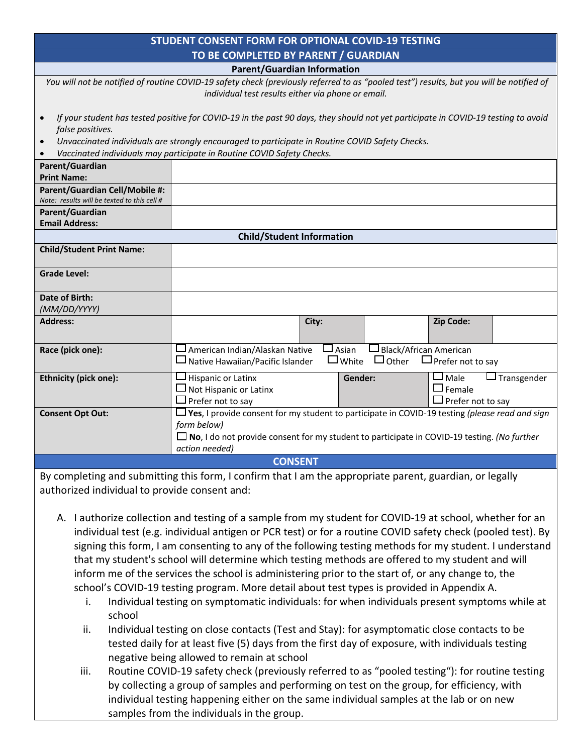# STUDENT CONSENT FORM FOR OPTIONAL COVID-19 TESTING

## TO BE COMPLETED BY PARENT / GUARDIAN

### Parent/Guardian Information

*You will not be notified of routine COVID-19 safety check (previously referred to as "pooled test") results, but you will be notified of individual test results either via phone or email.*

- *If your student has tested positive for COVID-19 in the past 90 days, they should not yet participate in COVID-19 testing to avoid false positives.*
- *Unvaccinated individuals are strongly encouraged to participate in Routine COVID Safety Checks.*
- *Vaccinated individuals may participate in Routine COVID Safety Checks.*

| | |
|---|---|
| **Parent/Guardian Print Name:** | |
| **Parent/Guardian Cell/Mobile #:** *Note: results will be texted to this cell #* | |
| **Parent/Guardian Email Address:** | |

### Child/Student Information

| | | | | | |
|---|---|---|---|---|---|
| **Child/Student Print Name:** | | | | | |
| **Grade Level:** | | | | | |
| **Date of Birth:** *(MM/DD/YYYY)* | | | | | |
| **Address:** | | **City:** | | **Zip Code:** | |
| **Race (pick one):** | ☐ American Indian/Alaskan Native ☐ Asian ☐ Black/African American ☐ Native Hawaiian/Pacific Islander ☐ White ☐ Other ☐ Prefer not to say | | | | |
| **Ethnicity (pick one):** | ☐ Hispanic or Latinx ☐ Not Hispanic or Latinx ☐ Prefer not to say | **Gender:** | ☐ Male ☐ Transgender ☐ Female ☐ Prefer not to say | | |
| **Consent Opt Out:** | ☐ **Yes**, I provide consent for my student to participate in COVID-19 testing *(please read and sign form below)* ☐ **No**, I do not provide consent for my student to participate in COVID-19 testing. *(No further action needed)* | | | | |

### CONSENT

By completing and submitting this form, I confirm that I am the appropriate parent, guardian, or legally authorized individual to provide consent and:

A. I authorize collection and testing of a sample from my student for COVID-19 at school, whether for an individual test (e.g. individual antigen or PCR test) or for a routine COVID safety check (pooled test). By signing this form, I am consenting to any of the following testing methods for my student. I understand that my student's school will determine which testing methods are offered to my student and will inform me of the services the school is administering prior to the start of, or any change to, the school's COVID-19 testing program. More detail about test types is provided in Appendix A.

   i. Individual testing on symptomatic individuals: for when individuals present symptoms while at school

   ii. Individual testing on close contacts (Test and Stay): for asymptomatic close contacts to be tested daily for at least five (5) days from the first day of exposure, with individuals testing negative being allowed to remain at school

   iii. Routine COVID-19 safety check (previously referred to as "pooled testing"): for routine testing by collecting a group of samples and performing on test on the group, for efficiency, with individual testing happening either on the same individual samples at the lab or on new samples from the individuals in the group.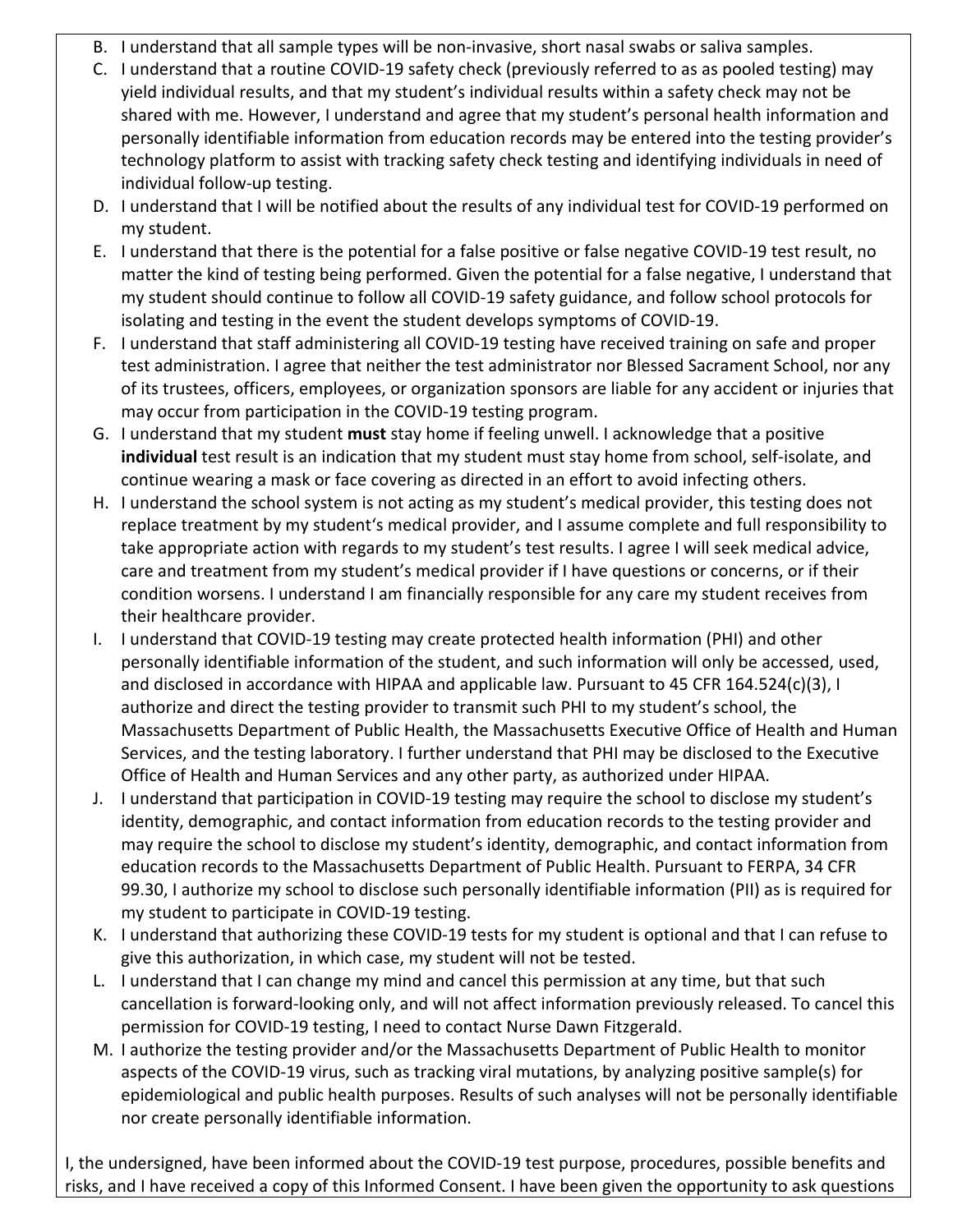B. I understand that all sample types will be non-invasive, short nasal swabs or saliva samples.

C. I understand that a routine COVID-19 safety check (previously referred to as as pooled testing) may yield individual results, and that my student's individual results within a safety check may not be shared with me. However, I understand and agree that my student's personal health information and personally identifiable information from education records may be entered into the testing provider's technology platform to assist with tracking safety check testing and identifying individuals in need of individual follow-up testing.

D. I understand that I will be notified about the results of any individual test for COVID-19 performed on my student.

E. I understand that there is the potential for a false positive or false negative COVID-19 test result, no matter the kind of testing being performed. Given the potential for a false negative, I understand that my student should continue to follow all COVID-19 safety guidance, and follow school protocols for isolating and testing in the event the student develops symptoms of COVID-19.

F. I understand that staff administering all COVID-19 testing have received training on safe and proper test administration. I agree that neither the test administrator nor Blessed Sacrament School, nor any of its trustees, officers, employees, or organization sponsors are liable for any accident or injuries that may occur from participation in the COVID-19 testing program.

G. I understand that my student **must** stay home if feeling unwell. I acknowledge that a positive **individual** test result is an indication that my student must stay home from school, self-isolate, and continue wearing a mask or face covering as directed in an effort to avoid infecting others.

H. I understand the school system is not acting as my student's medical provider, this testing does not replace treatment by my student's medical provider, and I assume complete and full responsibility to take appropriate action with regards to my student's test results. I agree I will seek medical advice, care and treatment from my student's medical provider if I have questions or concerns, or if their condition worsens. I understand I am financially responsible for any care my student receives from their healthcare provider.

I. I understand that COVID-19 testing may create protected health information (PHI) and other personally identifiable information of the student, and such information will only be accessed, used, and disclosed in accordance with HIPAA and applicable law. Pursuant to 45 CFR 164.524(c)(3), I authorize and direct the testing provider to transmit such PHI to my student's school, the Massachusetts Department of Public Health, the Massachusetts Executive Office of Health and Human Services, and the testing laboratory. I further understand that PHI may be disclosed to the Executive Office of Health and Human Services and any other party, as authorized under HIPAA.

J. I understand that participation in COVID-19 testing may require the school to disclose my student's identity, demographic, and contact information from education records to the testing provider and may require the school to disclose my student's identity, demographic, and contact information from education records to the Massachusetts Department of Public Health. Pursuant to FERPA, 34 CFR 99.30, I authorize my school to disclose such personally identifiable information (PII) as is required for my student to participate in COVID-19 testing.

K. I understand that authorizing these COVID-19 tests for my student is optional and that I can refuse to give this authorization, in which case, my student will not be tested.

L. I understand that I can change my mind and cancel this permission at any time, but that such cancellation is forward-looking only, and will not affect information previously released. To cancel this permission for COVID-19 testing, I need to contact Nurse Dawn Fitzgerald.

M. I authorize the testing provider and/or the Massachusetts Department of Public Health to monitor aspects of the COVID-19 virus, such as tracking viral mutations, by analyzing positive sample(s) for epidemiological and public health purposes. Results of such analyses will not be personally identifiable nor create personally identifiable information.

I, the undersigned, have been informed about the COVID-19 test purpose, procedures, possible benefits and risks, and I have received a copy of this Informed Consent. I have been given the opportunity to ask questions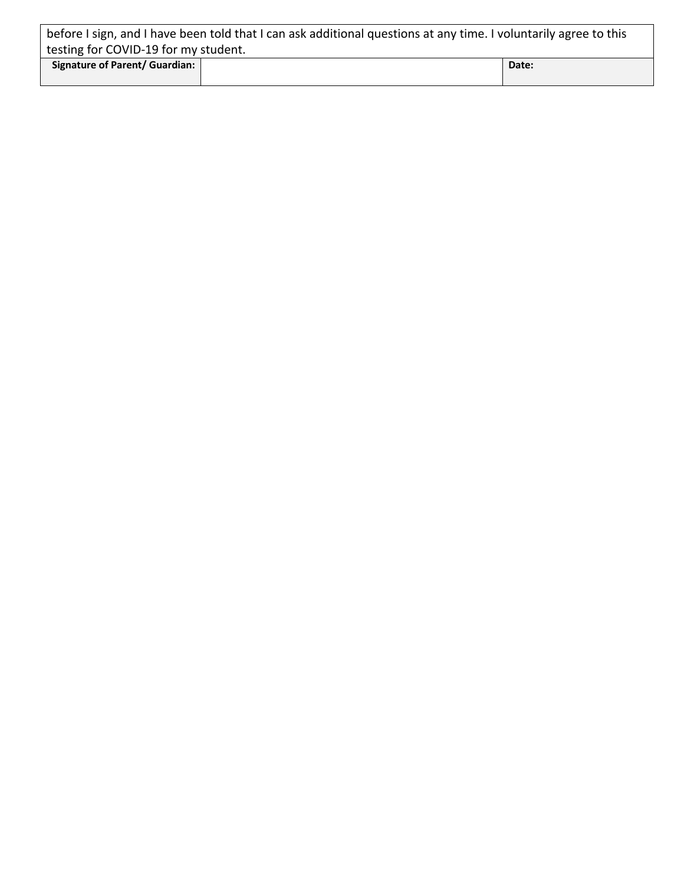| before I sign, and I have been told that I can ask additional questions at any time. I voluntarily agree to this testing for COVID-19 for my student. | | | |
|---|---|---|---|
| **Signature of Parent/ Guardian:** | | **Date:** | |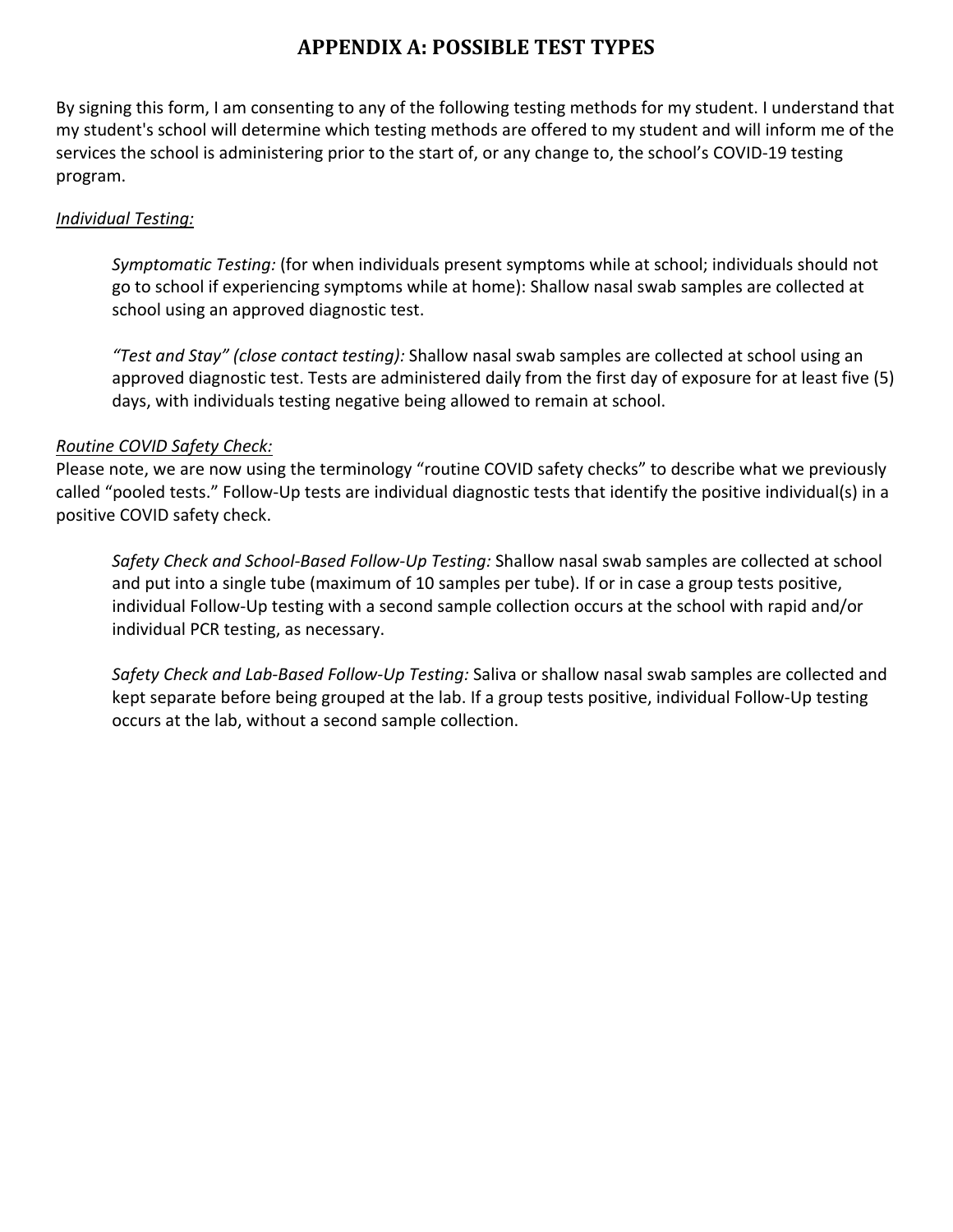# APPENDIX A: POSSIBLE TEST TYPES

By signing this form, I am consenting to any of the following testing methods for my student. I understand that my student's school will determine which testing methods are offered to my student and will inform me of the services the school is administering prior to the start of, or any change to, the school's COVID-19 testing program.

*Individual Testing:*

> *Symptomatic Testing:* (for when individuals present symptoms while at school; individuals should not go to school if experiencing symptoms while at home): Shallow nasal swab samples are collected at school using an approved diagnostic test.
>
> *"Test and Stay" (close contact testing):* Shallow nasal swab samples are collected at school using an approved diagnostic test. Tests are administered daily from the first day of exposure for at least five (5) days, with individuals testing negative being allowed to remain at school.

*Routine COVID Safety Check:*

Please note, we are now using the terminology "routine COVID safety checks" to describe what we previously called "pooled tests." Follow-Up tests are individual diagnostic tests that identify the positive individual(s) in a positive COVID safety check.

> *Safety Check and School-Based Follow-Up Testing:* Shallow nasal swab samples are collected at school and put into a single tube (maximum of 10 samples per tube). If or in case a group tests positive, individual Follow-Up testing with a second sample collection occurs at the school with rapid and/or individual PCR testing, as necessary.
>
> *Safety Check and Lab-Based Follow-Up Testing:* Saliva or shallow nasal swab samples are collected and kept separate before being grouped at the lab. If a group tests positive, individual Follow-Up testing occurs at the lab, without a second sample collection.